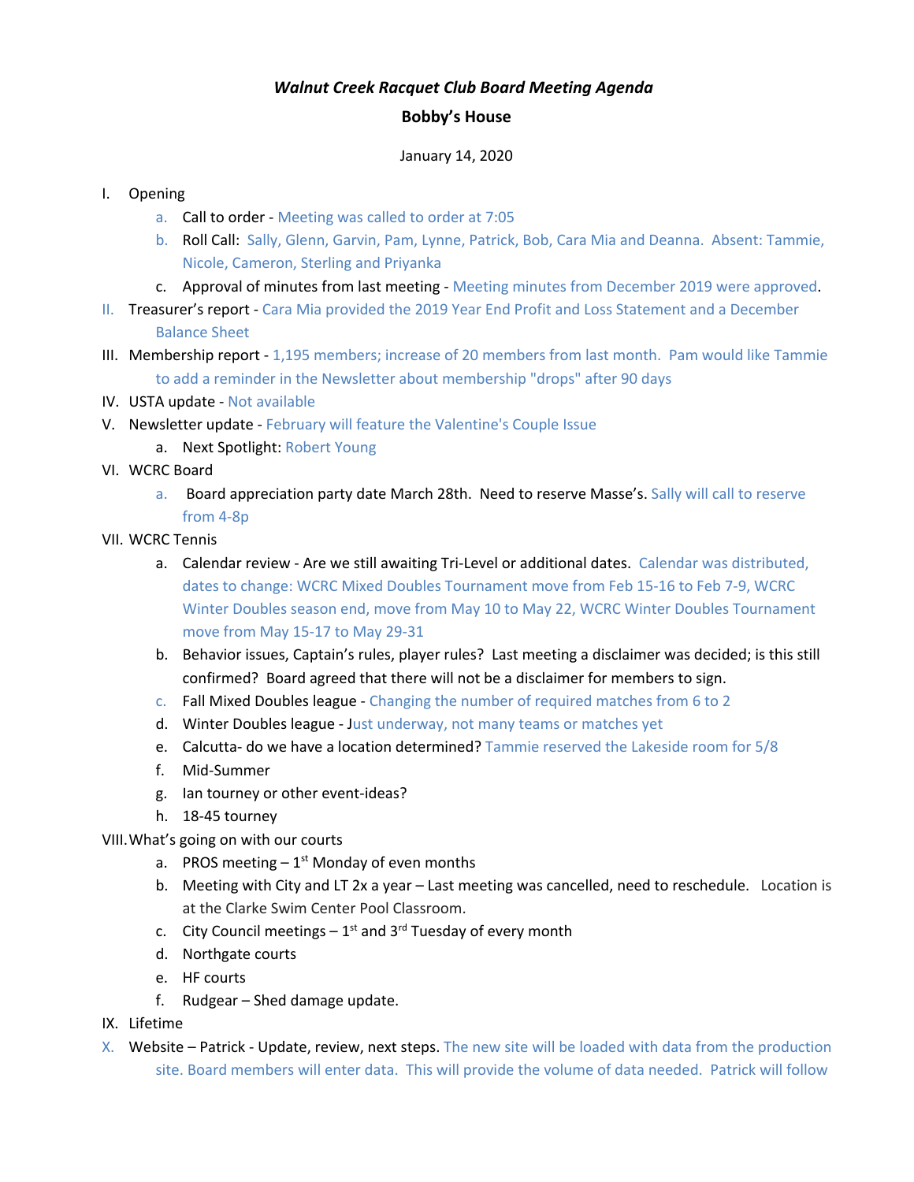# *Walnut Creek Racquet Club Board Meeting Agenda*

**Bobby's House**

January 14, 2020

I. Opening
   a. Call to order - Meeting was called to order at 7:05
   b. Roll Call: Sally, Glenn, Garvin, Pam, Lynne, Patrick, Bob, Cara Mia and Deanna. Absent: Tammie, Nicole, Cameron, Sterling and Priyanka
   c. Approval of minutes from last meeting - Meeting minutes from December 2019 were approved.

II. Treasurer's report - Cara Mia provided the 2019 Year End Profit and Loss Statement and a December Balance Sheet

III. Membership report - 1,195 members; increase of 20 members from last month. Pam would like Tammie to add a reminder in the Newsletter about membership "drops" after 90 days

IV. USTA update - Not available

V. Newsletter update - February will feature the Valentine's Couple Issue
   a. Next Spotlight: Robert Young

VI. WCRC Board
   a. Board appreciation party date March 28th. Need to reserve Masse's. Sally will call to reserve from 4-8p

VII. WCRC Tennis
   a. Calendar review - Are we still awaiting Tri-Level or additional dates. Calendar was distributed, dates to change: WCRC Mixed Doubles Tournament move from Feb 15-16 to Feb 7-9, WCRC Winter Doubles season end, move from May 10 to May 22, WCRC Winter Doubles Tournament move from May 15-17 to May 29-31
   b. Behavior issues, Captain's rules, player rules? Last meeting a disclaimer was decided; is this still confirmed? Board agreed that there will not be a disclaimer for members to sign.
   c. Fall Mixed Doubles league - Changing the number of required matches from 6 to 2
   d. Winter Doubles league - Just underway, not many teams or matches yet
   e. Calcutta- do we have a location determined? Tammie reserved the Lakeside room for 5/8
   f. Mid-Summer
   g. Ian tourney or other event-ideas?
   h. 18-45 tourney

VIII. What's going on with our courts
   a. PROS meeting – 1st Monday of even months
   b. Meeting with City and LT 2x a year – Last meeting was cancelled, need to reschedule. Location is at the Clarke Swim Center Pool Classroom.
   c. City Council meetings – 1st and 3rd Tuesday of every month
   d. Northgate courts
   e. HF courts
   f. Rudgear – Shed damage update.

IX. Lifetime

X. Website – Patrick - Update, review, next steps. The new site will be loaded with data from the production site. Board members will enter data. This will provide the volume of data needed. Patrick will follow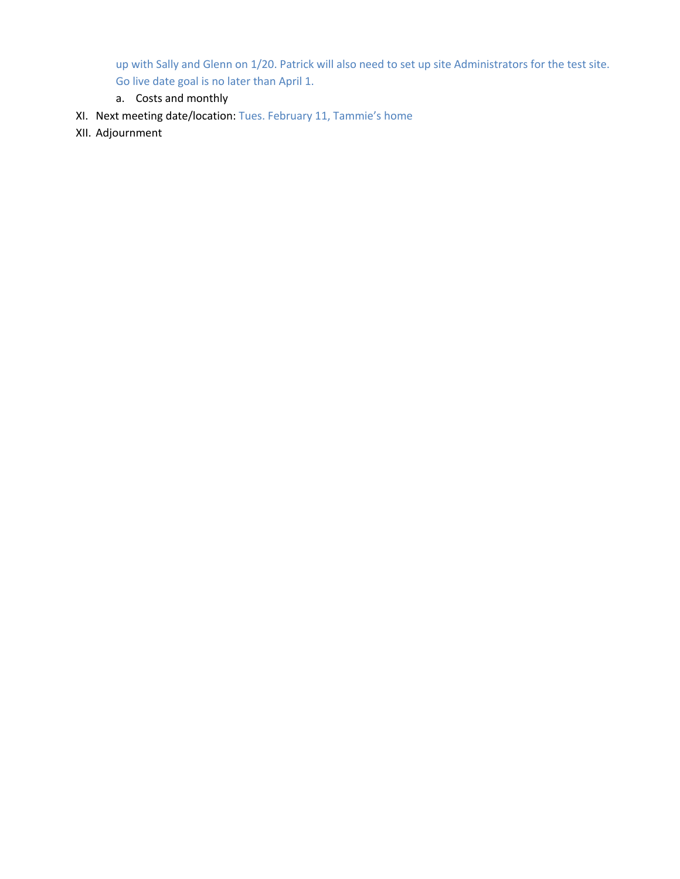up with Sally and Glenn on 1/20. Patrick will also need to set up site Administrators for the test site. Go live date goal is no later than April 1.

   a. Costs and monthly

XI. Next meeting date/location: Tues. February 11, Tammie's home

XII. Adjournment